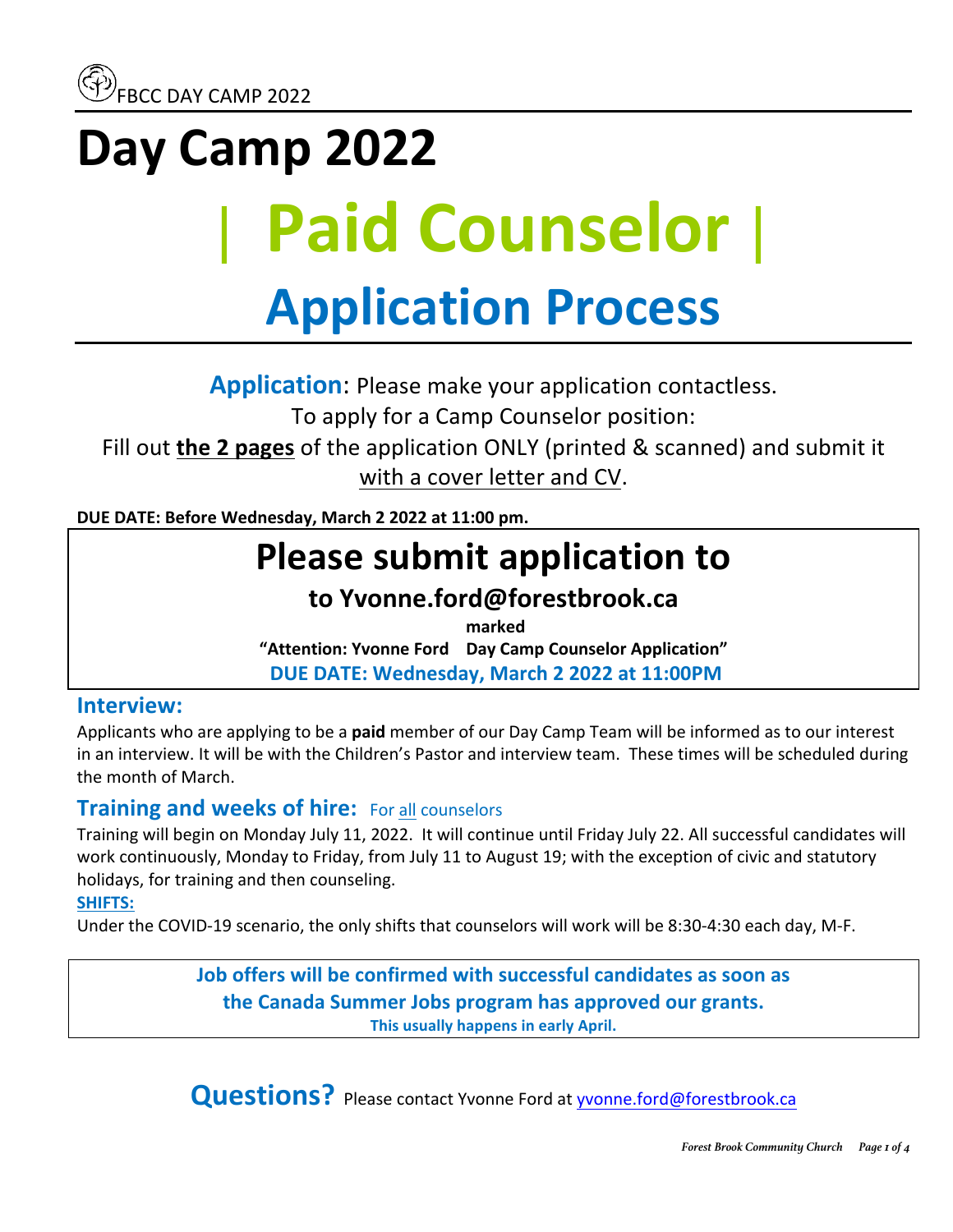FBCC DAY CAMP 2022

# Day Camp 2022

# | Paid Counselor |

# Application Process

**Application**: Please make your application contactless.
To apply for a Camp Counselor position:
Fill out **the 2 pages** of the application ONLY (printed & scanned) and submit it with a cover letter and CV.

**DUE DATE: Before Wednesday, March 2 2022 at 11:00 pm.**

## Please submit application to

### to Yvonne.ford@forestbrook.ca

**marked**

**"Attention: Yvonne Ford Day Camp Counselor Application"**

**DUE DATE: Wednesday, March 2 2022 at 11:00PM**

## Interview:

Applicants who are applying to be a **paid** member of our Day Camp Team will be informed as to our interest in an interview. It will be with the Children's Pastor and interview team. These times will be scheduled during the month of March.

## Training and weeks of hire: For all counselors

Training will begin on Monday July 11, 2022. It will continue until Friday July 22. All successful candidates will work continuously, Monday to Friday, from July 11 to August 19; with the exception of civic and statutory holidays, for training and then counseling.

**SHIFTS:**

Under the COVID-19 scenario, the only shifts that counselors will work will be 8:30-4:30 each day, M-F.

**Job offers will be confirmed with successful candidates as soon as the Canada Summer Jobs program has approved our grants.**
**This usually happens in early April.**

**Questions?** Please contact Yvonne Ford at yvonne.ford@forestbrook.ca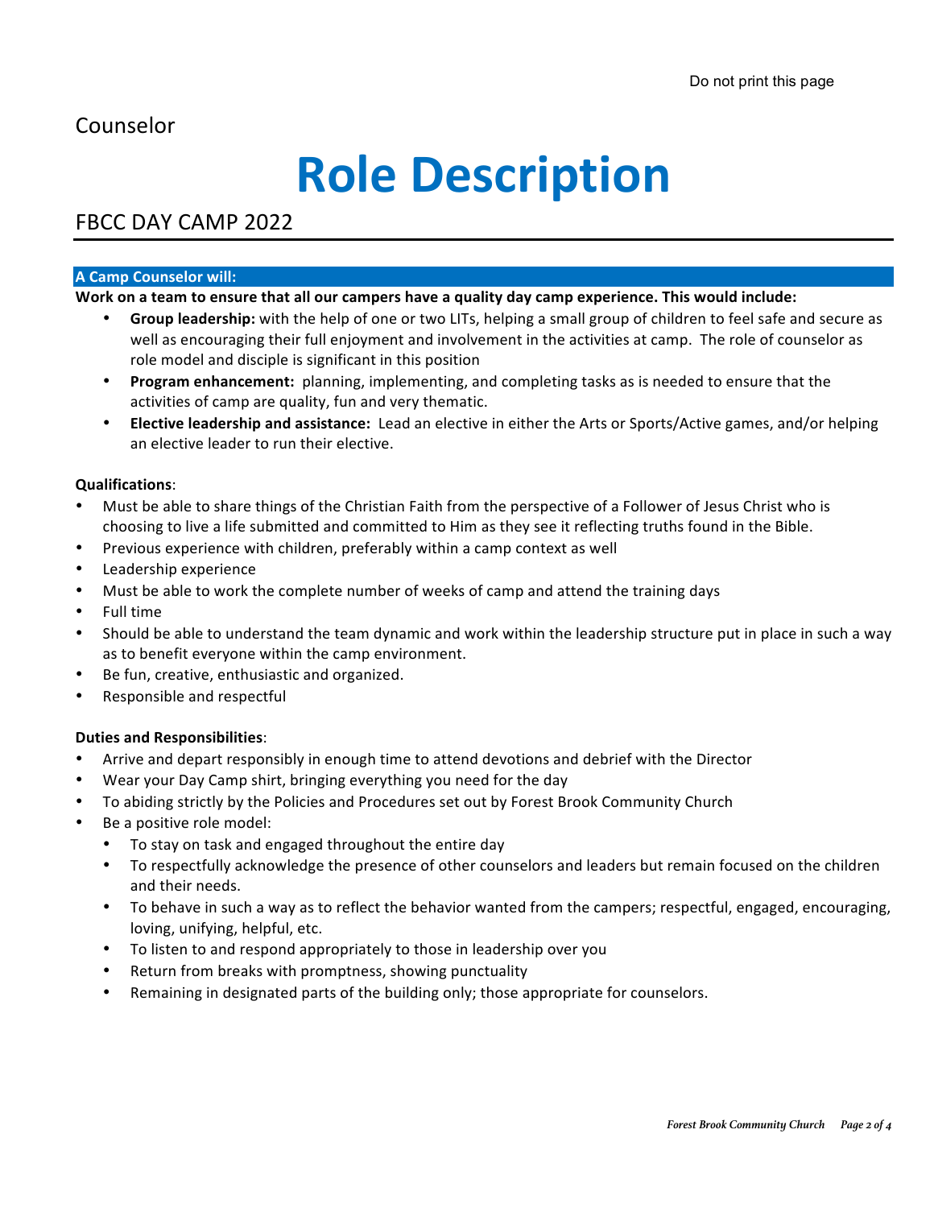Do not print this page

Counselor

# Role Description

## FBCC DAY CAMP 2022

**A Camp Counselor will:**

**Work on a team to ensure that all our campers have a quality day camp experience. This would include:**

- **Group leadership:** with the help of one or two LITs, helping a small group of children to feel safe and secure as well as encouraging their full enjoyment and involvement in the activities at camp. The role of counselor as role model and disciple is significant in this position
- **Program enhancement:** planning, implementing, and completing tasks as is needed to ensure that the activities of camp are quality, fun and very thematic.
- **Elective leadership and assistance:** Lead an elective in either the Arts or Sports/Active games, and/or helping an elective leader to run their elective.

**Qualifications**:

- Must be able to share things of the Christian Faith from the perspective of a Follower of Jesus Christ who is choosing to live a life submitted and committed to Him as they see it reflecting truths found in the Bible.
- Previous experience with children, preferably within a camp context as well
- Leadership experience
- Must be able to work the complete number of weeks of camp and attend the training days
- Full time
- Should be able to understand the team dynamic and work within the leadership structure put in place in such a way as to benefit everyone within the camp environment.
- Be fun, creative, enthusiastic and organized.
- Responsible and respectful

**Duties and Responsibilities**:

- Arrive and depart responsibly in enough time to attend devotions and debrief with the Director
- Wear your Day Camp shirt, bringing everything you need for the day
- To abiding strictly by the Policies and Procedures set out by Forest Brook Community Church
- Be a positive role model:
  - To stay on task and engaged throughout the entire day
  - To respectfully acknowledge the presence of other counselors and leaders but remain focused on the children and their needs.
  - To behave in such a way as to reflect the behavior wanted from the campers; respectful, engaged, encouraging, loving, unifying, helpful, etc.
  - To listen to and respond appropriately to those in leadership over you
  - Return from breaks with promptness, showing punctuality
  - Remaining in designated parts of the building only; those appropriate for counselors.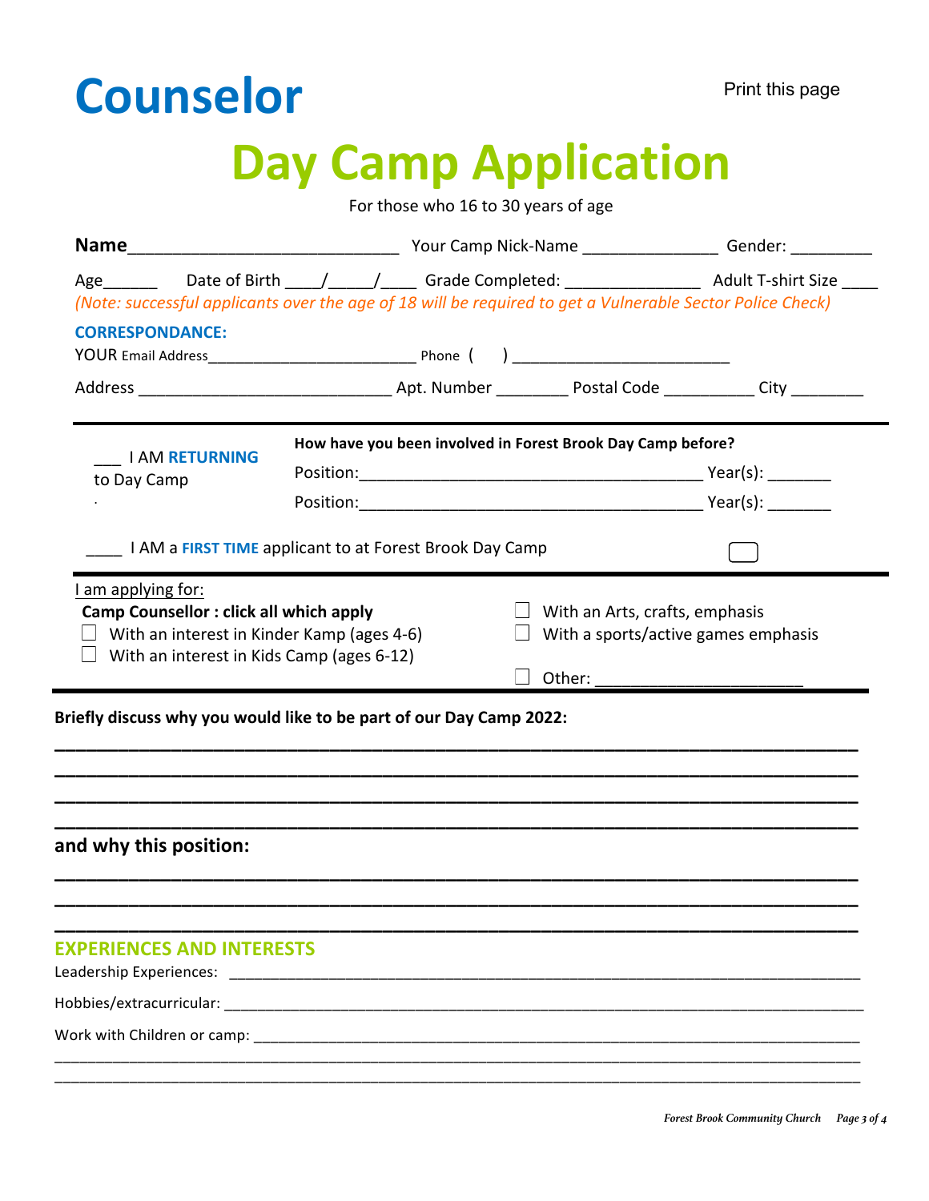# Counselor

Print this page

# Day Camp Application

For those who 16 to 30 years of age

**Name**_____________________________ Your Camp Nick-Name _______________ Gender: _________

Age______ Date of Birth ____/_____/____ Grade Completed: _______________ Adult T-shirt Size ____

*(Note: successful applicants over the age of 18 will be required to get a Vulnerable Sector Police Check)*

**CORRESPONDANCE:**

YOUR Email Address________________________ Phone ( ) _________________________

Address ____________________________ Apt. Number ________ Postal Code __________ City ________

---

___ I AM **RETURNING** to Day Camp

**How have you been involved in Forest Brook Day Camp before?**

Position:_______________________________________ Year(s): _______

Position:_______________________________________ Year(s): _______

____ I AM a **FIRST TIME** applicant to at Forest Brook Day Camp ☐

---

I am applying for:

**Camp Counsellor : click all which apply**

- ☐ With an interest in Kinder Kamp (ages 4-6)
- ☐ With an interest in Kids Camp (ages 6-12)
- ☐ With an Arts, crafts, emphasis
- ☐ With a sports/active games emphasis
- ☐ Other: _______________________

---

**Briefly discuss why you would like to be part of our Day Camp 2022:**

________________________________________________________________________

________________________________________________________________________

________________________________________________________________________

________________________________________________________________________

**and why this position:**

________________________________________________________________________

________________________________________________________________________

________________________________________________________________________

## EXPERIENCES AND INTERESTS

Leadership Experiences: ______________________________________________________________

Hobbies/extracurricular: ______________________________________________________________

Work with Children or camp: ___________________________________________________________

________________________________________________________________________

________________________________________________________________________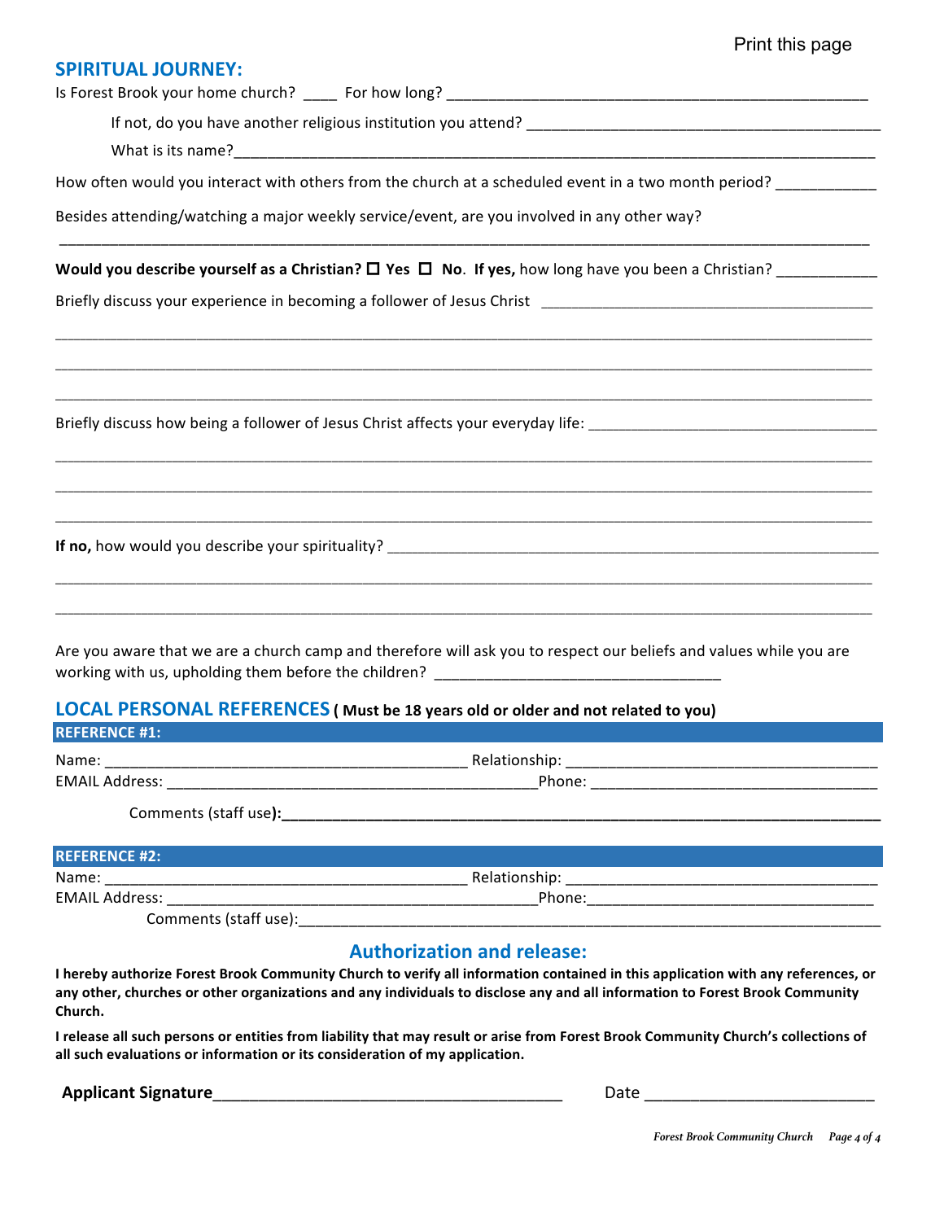Print this page

## SPIRITUAL JOURNEY:

Is Forest Brook your home church? ____ For how long? ___________________________________________________

If not, do you have another religious institution you attend? ___________________________________________

What is its name?___________________________________________________________________________

How often would you interact with others from the church at a scheduled event in a two month period? ___________

Besides attending/watching a major weekly service/event, are you involved in any other way?

___________________________________________________________________________________________

**Would you describe yourself as a Christian? ☐ Yes ☐ No. If yes,** how long have you been a Christian? ___________

Briefly discuss your experience in becoming a follower of Jesus Christ _______________________________________

___________________________________________________________________________________________

___________________________________________________________________________________________

___________________________________________________________________________________________

Briefly discuss how being a follower of Jesus Christ affects your everyday life: __________________________________

___________________________________________________________________________________________

___________________________________________________________________________________________

___________________________________________________________________________________________

**If no,** how would you describe your spirituality? _________________________________________________________

___________________________________________________________________________________________

___________________________________________________________________________________________

Are you aware that we are a church camp and therefore will ask you to respect our beliefs and values while you are working with us, upholding them before the children? _________________________________

## LOCAL PERSONAL REFERENCES **( Must be 18 years old or older and not related to you)**

**REFERENCE #1:**

Name: ___________________________________________ Relationship: _____________________________________

EMAIL Address: ____________________________________________Phone: _________________________________

Comments (staff use)**:**_________________________________________________________________________

**REFERENCE #2:**

Name: ___________________________________________ Relationship: _____________________________________

EMAIL Address: ____________________________________________Phone:_________________________________

Comments (staff use):_________________________________________________________________________

## Authorization and release:

**I hereby authorize Forest Brook Community Church to verify all information contained in this application with any references, or any other, churches or other organizations and any individuals to disclose any and all information to Forest Brook Community Church.**

**I release all such persons or entities from liability that may result or arise from Forest Brook Community Church's collections of all such evaluations or information or its consideration of my application.**

**Applicant Signature**______________________________________ Date ________________________